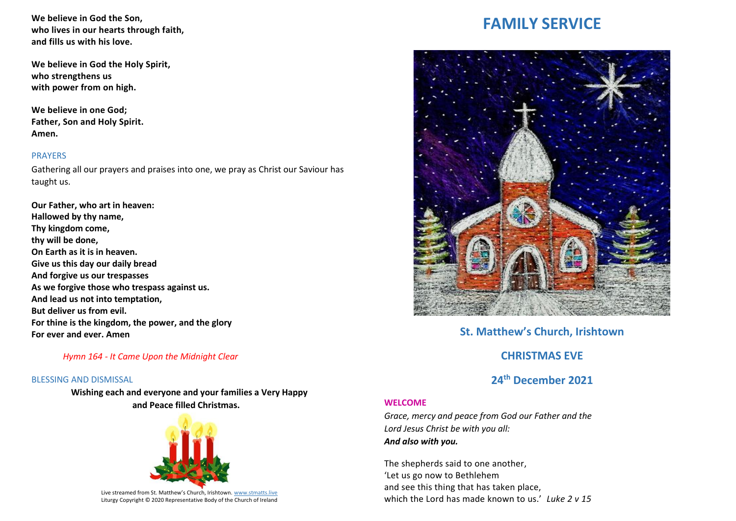**We believe in God the Son,**
**who lives in our hearts through faith,**
**and fills us with his love.**

**We believe in God the Holy Spirit,**
**who strengthens us**
**with power from on high.**

**We believe in one God;**
**Father, Son and Holy Spirit.**
**Amen.**

## PRAYERS

Gathering all our prayers and praises into one, we pray as Christ our Saviour has taught us.

**Our Father, who art in heaven:**
**Hallowed by thy name,**
**Thy kingdom come,**
**thy will be done,**
**On Earth as it is in heaven.**
**Give us this day our daily bread**
**And forgive us our trespasses**
**As we forgive those who trespass against us.**
**And lead us not into temptation,**
**But deliver us from evil.**
**For thine is the kingdom, the power, and the glory**
**For ever and ever. Amen**

*Hymn 164 - It Came Upon the Midnight Clear*

## BLESSING AND DISMISSAL

**Wishing each and everyone and your families a Very Happy and Peace filled Christmas.**

Live streamed from St. Matthew's Church, Irishtown. www.stmatts.live
Liturgy Copyright © 2020 Representative Body of the Church of Ireland

# FAMILY SERVICE

## St. Matthew's Church, Irishtown

## CHRISTMAS EVE

## 24th December 2021

## WELCOME

*Grace, mercy and peace from God our Father and the Lord Jesus Christ be with you all:*
***And also with you.***

The shepherds said to one another,
'Let us go now to Bethlehem
and see this thing that has taken place,
which the Lord has made known to us.' *Luke 2 v 15*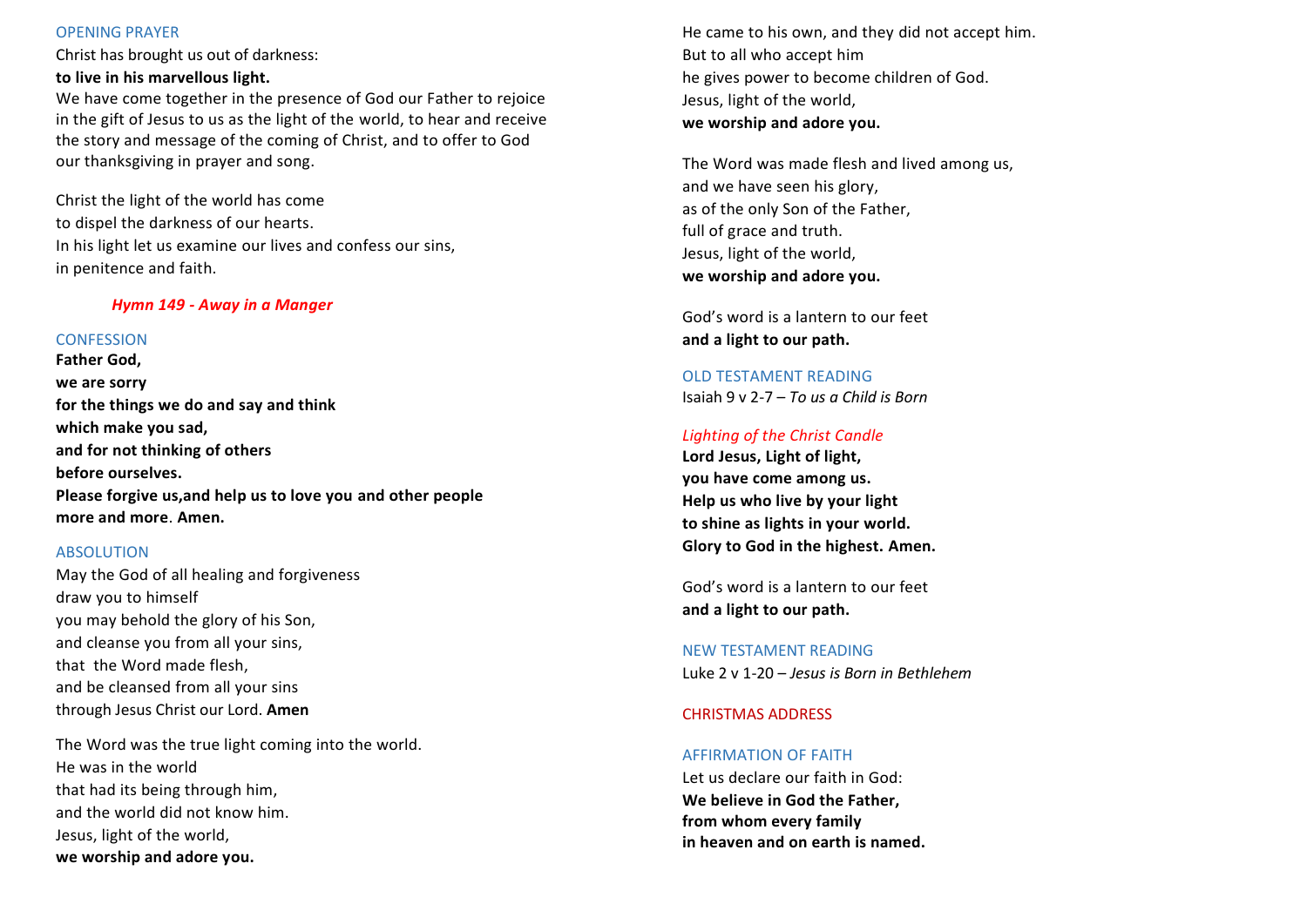### OPENING PRAYER

Christ has brought us out of darkness:
**to live in his marvellous light.**
We have come together in the presence of God our Father to rejoice in the gift of Jesus to us as the light of the world, to hear and receive the story and message of the coming of Christ, and to offer to God our thanksgiving in prayer and song.

Christ the light of the world has come
to dispel the darkness of our hearts.
In his light let us examine our lives and confess our sins,
in penitence and faith.

***Hymn 149 - Away in a Manger***

### CONFESSION

**Father God,**
**we are sorry**
**for the things we do and say and think**
**which make you sad,**
**and for not thinking of others**
**before ourselves.**
**Please forgive us,and help us to love you and other people**
**more and more. Amen.**

### ABSOLUTION

May the God of all healing and forgiveness
draw you to himself
you may behold the glory of his Son,
and cleanse you from all your sins,
that the Word made flesh,
and be cleansed from all your sins
through Jesus Christ our Lord. **Amen**

The Word was the true light coming into the world.
He was in the world
that had its being through him,
and the world did not know him.
Jesus, light of the world,
**we worship and adore you.**

He came to his own, and they did not accept him.
But to all who accept him
he gives power to become children of God.
Jesus, light of the world,
**we worship and adore you.**

The Word was made flesh and lived among us,
and we have seen his glory,
as of the only Son of the Father,
full of grace and truth.
Jesus, light of the world,
**we worship and adore you.**

God's word is a lantern to our feet
**and a light to our path.**

### OLD TESTAMENT READING

Isaiah 9 v 2-7 – *To us a Child is Born*

*Lighting of the Christ Candle*

**Lord Jesus, Light of light,**
**you have come among us.**
**Help us who live by your light**
**to shine as lights in your world.**
**Glory to God in the highest. Amen.**

God's word is a lantern to our feet
**and a light to our path.**

### NEW TESTAMENT READING

Luke 2 v 1-20 – *Jesus is Born in Bethlehem*

### CHRISTMAS ADDRESS

### AFFIRMATION OF FAITH

Let us declare our faith in God:
**We believe in God the Father,**
**from whom every family**
**in heaven and on earth is named.**